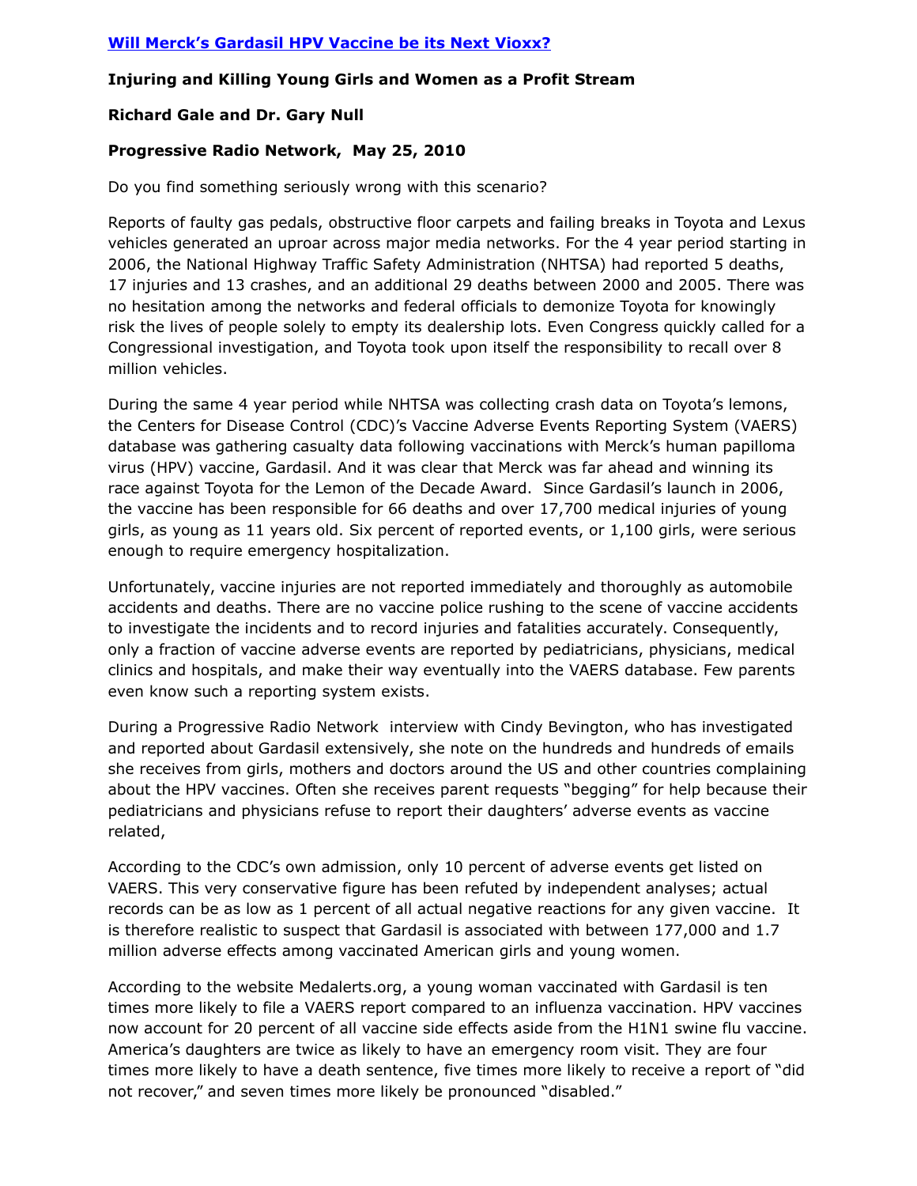# [Will Merck's Gardasil HPV Vaccine be its Next Vioxx?]

**Injuring and Killing Young Girls and Women as a Profit Stream**

**Richard Gale and Dr. Gary Null**

**Progressive Radio Network, May 25, 2010**

Do you find something seriously wrong with this scenario?

Reports of faulty gas pedals, obstructive floor carpets and failing breaks in Toyota and Lexus vehicles generated an uproar across major media networks. For the 4 year period starting in 2006, the National Highway Traffic Safety Administration (NHTSA) had reported 5 deaths, 17 injuries and 13 crashes, and an additional 29 deaths between 2000 and 2005. There was no hesitation among the networks and federal officials to demonize Toyota for knowingly risk the lives of people solely to empty its dealership lots. Even Congress quickly called for a Congressional investigation, and Toyota took upon itself the responsibility to recall over 8 million vehicles.

During the same 4 year period while NHTSA was collecting crash data on Toyota's lemons, the Centers for Disease Control (CDC)'s Vaccine Adverse Events Reporting System (VAERS) database was gathering casualty data following vaccinations with Merck's human papilloma virus (HPV) vaccine, Gardasil. And it was clear that Merck was far ahead and winning its race against Toyota for the Lemon of the Decade Award. Since Gardasil's launch in 2006, the vaccine has been responsible for 66 deaths and over 17,700 medical injuries of young girls, as young as 11 years old. Six percent of reported events, or 1,100 girls, were serious enough to require emergency hospitalization.

Unfortunately, vaccine injuries are not reported immediately and thoroughly as automobile accidents and deaths. There are no vaccine police rushing to the scene of vaccine accidents to investigate the incidents and to record injuries and fatalities accurately. Consequently, only a fraction of vaccine adverse events are reported by pediatricians, physicians, medical clinics and hospitals, and make their way eventually into the VAERS database. Few parents even know such a reporting system exists.

During a Progressive Radio Network interview with Cindy Bevington, who has investigated and reported about Gardasil extensively, she note on the hundreds and hundreds of emails she receives from girls, mothers and doctors around the US and other countries complaining about the HPV vaccines. Often she receives parent requests "begging" for help because their pediatricians and physicians refuse to report their daughters' adverse events as vaccine related,

According to the CDC's own admission, only 10 percent of adverse events get listed on VAERS. This very conservative figure has been refuted by independent analyses; actual records can be as low as 1 percent of all actual negative reactions for any given vaccine. It is therefore realistic to suspect that Gardasil is associated with between 177,000 and 1.7 million adverse effects among vaccinated American girls and young women.

According to the website Medalerts.org, a young woman vaccinated with Gardasil is ten times more likely to file a VAERS report compared to an influenza vaccination. HPV vaccines now account for 20 percent of all vaccine side effects aside from the H1N1 swine flu vaccine. America's daughters are twice as likely to have an emergency room visit. They are four times more likely to have a death sentence, five times more likely to receive a report of "did not recover," and seven times more likely be pronounced "disabled."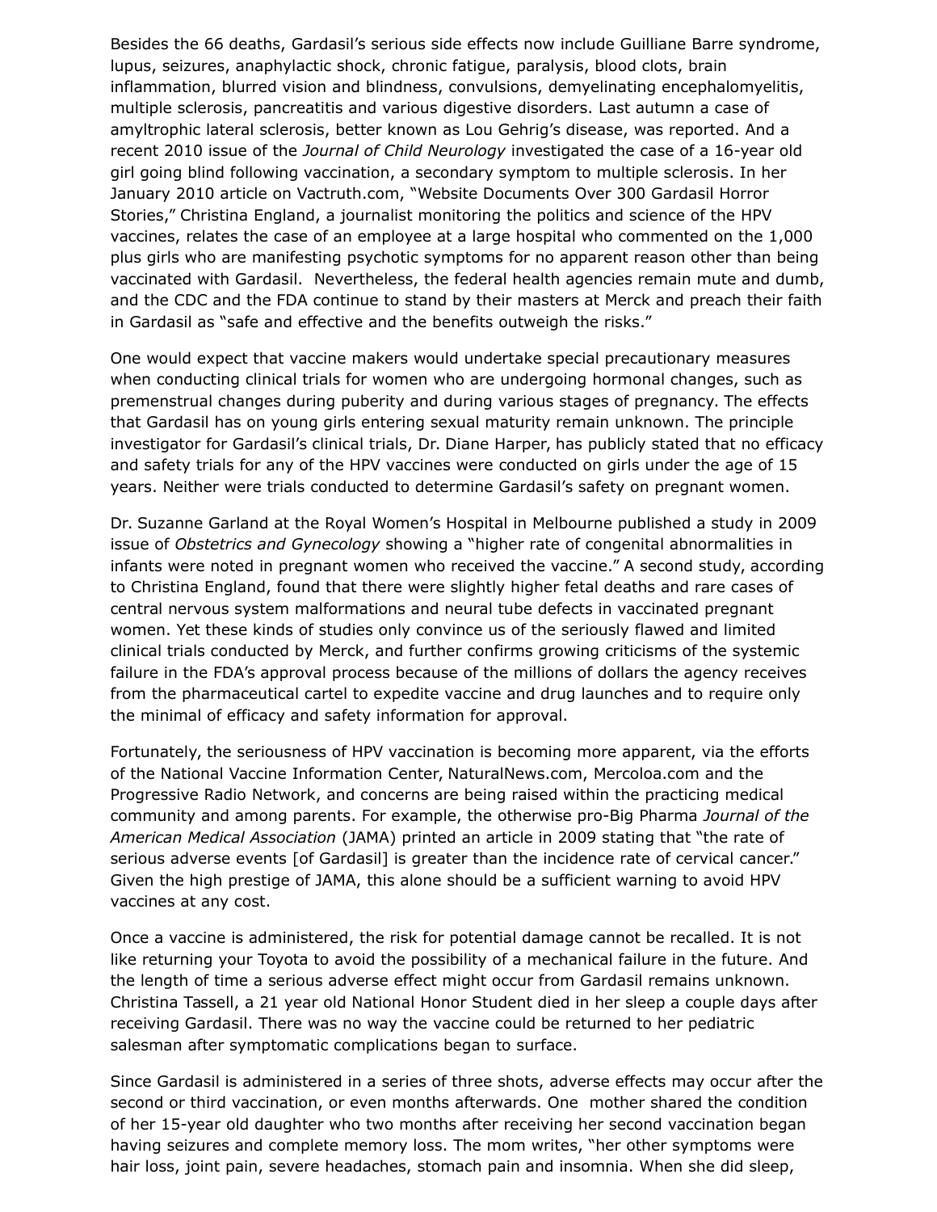Besides the 66 deaths, Gardasil's serious side effects now include Guilliane Barre syndrome, lupus, seizures, anaphylactic shock, chronic fatigue, paralysis, blood clots, brain inflammation, blurred vision and blindness, convulsions, demyelinating encephalomyelitis, multiple sclerosis, pancreatitis and various digestive disorders. Last autumn a case of amyltrophic lateral sclerosis, better known as Lou Gehrig's disease, was reported. And a recent 2010 issue of the *Journal of Child Neurology* investigated the case of a 16-year old girl going blind following vaccination, a secondary symptom to multiple sclerosis. In her January 2010 article on Vactruth.com, "Website Documents Over 300 Gardasil Horror Stories," Christina England, a journalist monitoring the politics and science of the HPV vaccines, relates the case of an employee at a large hospital who commented on the 1,000 plus girls who are manifesting psychotic symptoms for no apparent reason other than being vaccinated with Gardasil. Nevertheless, the federal health agencies remain mute and dumb, and the CDC and the FDA continue to stand by their masters at Merck and preach their faith in Gardasil as "safe and effective and the benefits outweigh the risks."

One would expect that vaccine makers would undertake special precautionary measures when conducting clinical trials for women who are undergoing hormonal changes, such as premenstrual changes during puberity and during various stages of pregnancy. The effects that Gardasil has on young girls entering sexual maturity remain unknown. The principle investigator for Gardasil's clinical trials, Dr. Diane Harper, has publicly stated that no efficacy and safety trials for any of the HPV vaccines were conducted on girls under the age of 15 years. Neither were trials conducted to determine Gardasil's safety on pregnant women.

Dr. Suzanne Garland at the Royal Women's Hospital in Melbourne published a study in 2009 issue of *Obstetrics and Gynecology* showing a "higher rate of congenital abnormalities in infants were noted in pregnant women who received the vaccine." A second study, according to Christina England, found that there were slightly higher fetal deaths and rare cases of central nervous system malformations and neural tube defects in vaccinated pregnant women. Yet these kinds of studies only convince us of the seriously flawed and limited clinical trials conducted by Merck, and further confirms growing criticisms of the systemic failure in the FDA's approval process because of the millions of dollars the agency receives from the pharmaceutical cartel to expedite vaccine and drug launches and to require only the minimal of efficacy and safety information for approval.

Fortunately, the seriousness of HPV vaccination is becoming more apparent, via the efforts of the National Vaccine Information Center, NaturalNews.com, Mercoloa.com and the Progressive Radio Network, and concerns are being raised within the practicing medical community and among parents. For example, the otherwise pro-Big Pharma *Journal of the American Medical Association* (JAMA) printed an article in 2009 stating that "the rate of serious adverse events [of Gardasil] is greater than the incidence rate of cervical cancer." Given the high prestige of JAMA, this alone should be a sufficient warning to avoid HPV vaccines at any cost.

Once a vaccine is administered, the risk for potential damage cannot be recalled. It is not like returning your Toyota to avoid the possibility of a mechanical failure in the future. And the length of time a serious adverse effect might occur from Gardasil remains unknown. Christina Tassell, a 21 year old National Honor Student died in her sleep a couple days after receiving Gardasil. There was no way the vaccine could be returned to her pediatric salesman after symptomatic complications began to surface.

Since Gardasil is administered in a series of three shots, adverse effects may occur after the second or third vaccination, or even months afterwards. One mother shared the condition of her 15-year old daughter who two months after receiving her second vaccination began having seizures and complete memory loss. The mom writes, "her other symptoms were hair loss, joint pain, severe headaches, stomach pain and insomnia. When she did sleep,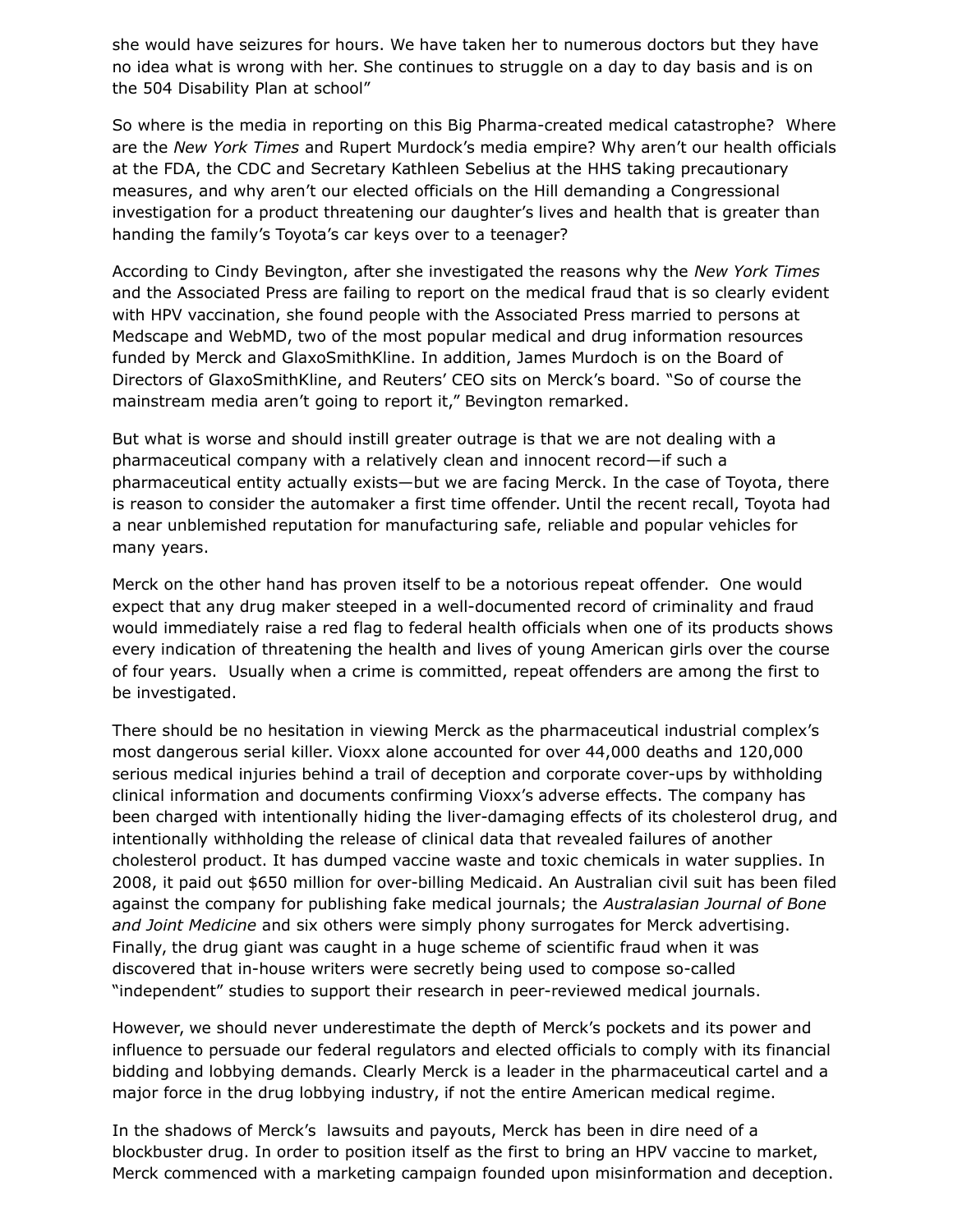she would have seizures for hours. We have taken her to numerous doctors but they have no idea what is wrong with her. She continues to struggle on a day to day basis and is on the 504 Disability Plan at school"

So where is the media in reporting on this Big Pharma-created medical catastrophe? Where are the *New York Times* and Rupert Murdock's media empire? Why aren't our health officials at the FDA, the CDC and Secretary Kathleen Sebelius at the HHS taking precautionary measures, and why aren't our elected officials on the Hill demanding a Congressional investigation for a product threatening our daughter's lives and health that is greater than handing the family's Toyota's car keys over to a teenager?

According to Cindy Bevington, after she investigated the reasons why the *New York Times* and the Associated Press are failing to report on the medical fraud that is so clearly evident with HPV vaccination, she found people with the Associated Press married to persons at Medscape and WebMD, two of the most popular medical and drug information resources funded by Merck and GlaxoSmithKline. In addition, James Murdoch is on the Board of Directors of GlaxoSmithKline, and Reuters' CEO sits on Merck's board. "So of course the mainstream media aren't going to report it," Bevington remarked.

But what is worse and should instill greater outrage is that we are not dealing with a pharmaceutical company with a relatively clean and innocent record—if such a pharmaceutical entity actually exists—but we are facing Merck. In the case of Toyota, there is reason to consider the automaker a first time offender. Until the recent recall, Toyota had a near unblemished reputation for manufacturing safe, reliable and popular vehicles for many years.

Merck on the other hand has proven itself to be a notorious repeat offender. One would expect that any drug maker steeped in a well-documented record of criminality and fraud would immediately raise a red flag to federal health officials when one of its products shows every indication of threatening the health and lives of young American girls over the course of four years. Usually when a crime is committed, repeat offenders are among the first to be investigated.

There should be no hesitation in viewing Merck as the pharmaceutical industrial complex's most dangerous serial killer. Vioxx alone accounted for over 44,000 deaths and 120,000 serious medical injuries behind a trail of deception and corporate cover-ups by withholding clinical information and documents confirming Vioxx's adverse effects. The company has been charged with intentionally hiding the liver-damaging effects of its cholesterol drug, and intentionally withholding the release of clinical data that revealed failures of another cholesterol product. It has dumped vaccine waste and toxic chemicals in water supplies. In 2008, it paid out $650 million for over-billing Medicaid. An Australian civil suit has been filed against the company for publishing fake medical journals; the *Australasian Journal of Bone and Joint Medicine* and six others were simply phony surrogates for Merck advertising. Finally, the drug giant was caught in a huge scheme of scientific fraud when it was discovered that in-house writers were secretly being used to compose so-called "independent" studies to support their research in peer-reviewed medical journals.

However, we should never underestimate the depth of Merck's pockets and its power and influence to persuade our federal regulators and elected officials to comply with its financial bidding and lobbying demands. Clearly Merck is a leader in the pharmaceutical cartel and a major force in the drug lobbying industry, if not the entire American medical regime.

In the shadows of Merck's lawsuits and payouts, Merck has been in dire need of a blockbuster drug. In order to position itself as the first to bring an HPV vaccine to market, Merck commenced with a marketing campaign founded upon misinformation and deception.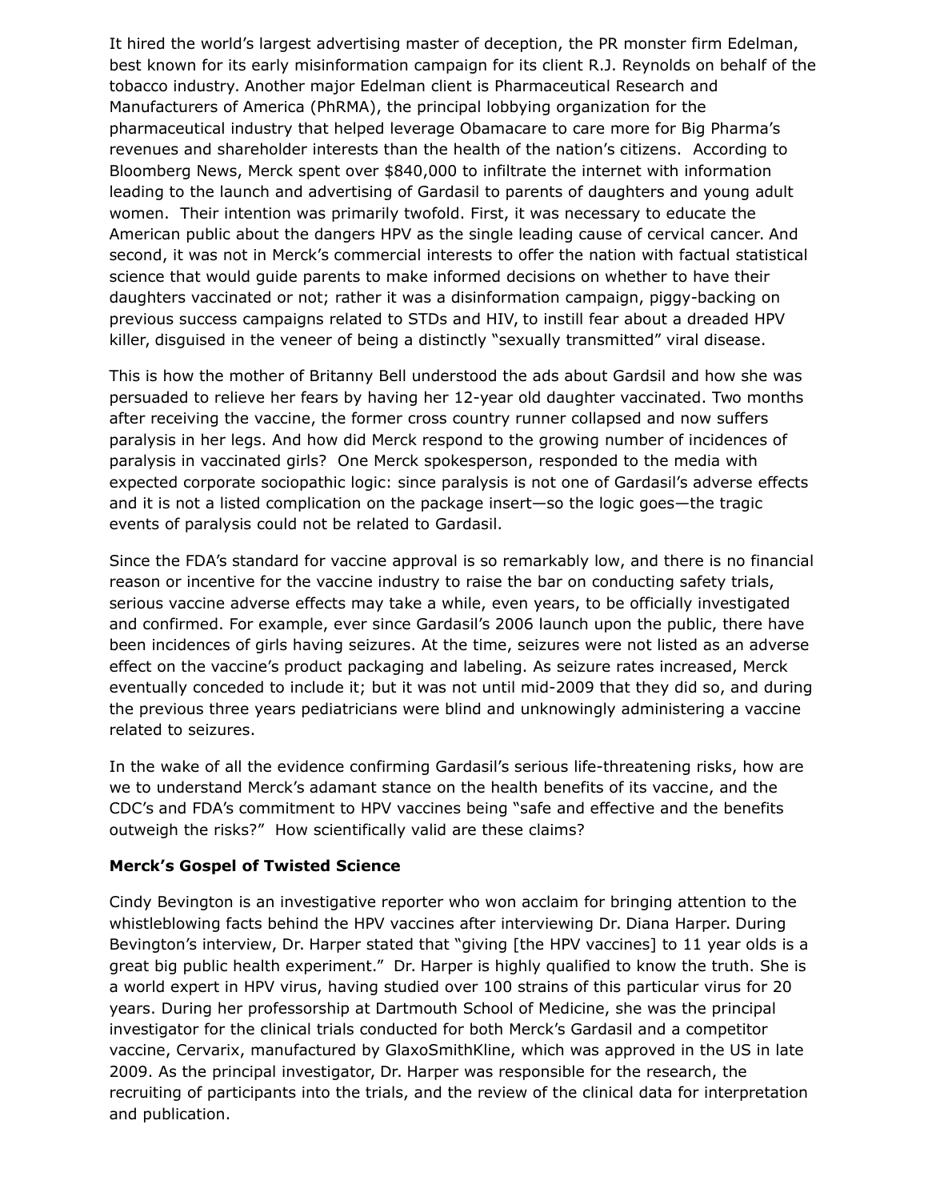It hired the world's largest advertising master of deception, the PR monster firm Edelman, best known for its early misinformation campaign for its client R.J. Reynolds on behalf of the tobacco industry. Another major Edelman client is Pharmaceutical Research and Manufacturers of America (PhRMA), the principal lobbying organization for the pharmaceutical industry that helped leverage Obamacare to care more for Big Pharma's revenues and shareholder interests than the health of the nation's citizens. According to Bloomberg News, Merck spent over $840,000 to infiltrate the internet with information leading to the launch and advertising of Gardasil to parents of daughters and young adult women. Their intention was primarily twofold. First, it was necessary to educate the American public about the dangers HPV as the single leading cause of cervical cancer. And second, it was not in Merck's commercial interests to offer the nation with factual statistical science that would guide parents to make informed decisions on whether to have their daughters vaccinated or not; rather it was a disinformation campaign, piggy-backing on previous success campaigns related to STDs and HIV, to instill fear about a dreaded HPV killer, disguised in the veneer of being a distinctly "sexually transmitted" viral disease.

This is how the mother of Britanny Bell understood the ads about Gardsil and how she was persuaded to relieve her fears by having her 12-year old daughter vaccinated. Two months after receiving the vaccine, the former cross country runner collapsed and now suffers paralysis in her legs. And how did Merck respond to the growing number of incidences of paralysis in vaccinated girls? One Merck spokesperson, responded to the media with expected corporate sociopathic logic: since paralysis is not one of Gardasil's adverse effects and it is not a listed complication on the package insert—so the logic goes—the tragic events of paralysis could not be related to Gardasil.

Since the FDA's standard for vaccine approval is so remarkably low, and there is no financial reason or incentive for the vaccine industry to raise the bar on conducting safety trials, serious vaccine adverse effects may take a while, even years, to be officially investigated and confirmed. For example, ever since Gardasil's 2006 launch upon the public, there have been incidences of girls having seizures. At the time, seizures were not listed as an adverse effect on the vaccine's product packaging and labeling. As seizure rates increased, Merck eventually conceded to include it; but it was not until mid-2009 that they did so, and during the previous three years pediatricians were blind and unknowingly administering a vaccine related to seizures.

In the wake of all the evidence confirming Gardasil's serious life-threatening risks, how are we to understand Merck's adamant stance on the health benefits of its vaccine, and the CDC's and FDA's commitment to HPV vaccines being "safe and effective and the benefits outweigh the risks?" How scientifically valid are these claims?

**Merck's Gospel of Twisted Science**

Cindy Bevington is an investigative reporter who won acclaim for bringing attention to the whistleblowing facts behind the HPV vaccines after interviewing Dr. Diana Harper. During Bevington's interview, Dr. Harper stated that "giving [the HPV vaccines] to 11 year olds is a great big public health experiment." Dr. Harper is highly qualified to know the truth. She is a world expert in HPV virus, having studied over 100 strains of this particular virus for 20 years. During her professorship at Dartmouth School of Medicine, she was the principal investigator for the clinical trials conducted for both Merck's Gardasil and a competitor vaccine, Cervarix, manufactured by GlaxoSmithKline, which was approved in the US in late 2009. As the principal investigator, Dr. Harper was responsible for the research, the recruiting of participants into the trials, and the review of the clinical data for interpretation and publication.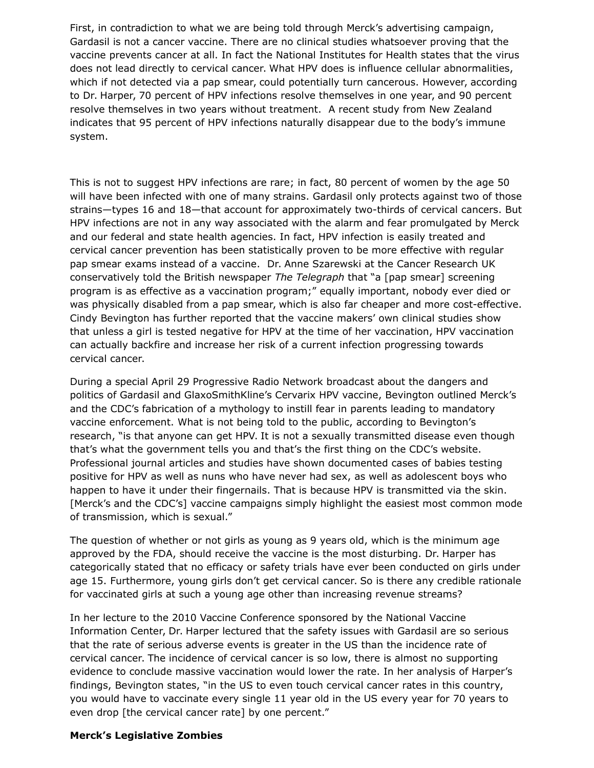First, in contradiction to what we are being told through Merck's advertising campaign, Gardasil is not a cancer vaccine. There are no clinical studies whatsoever proving that the vaccine prevents cancer at all. In fact the National Institutes for Health states that the virus does not lead directly to cervical cancer. What HPV does is influence cellular abnormalities, which if not detected via a pap smear, could potentially turn cancerous. However, according to Dr. Harper, 70 percent of HPV infections resolve themselves in one year, and 90 percent resolve themselves in two years without treatment. A recent study from New Zealand indicates that 95 percent of HPV infections naturally disappear due to the body's immune system.

This is not to suggest HPV infections are rare; in fact, 80 percent of women by the age 50 will have been infected with one of many strains. Gardasil only protects against two of those strains—types 16 and 18—that account for approximately two-thirds of cervical cancers. But HPV infections are not in any way associated with the alarm and fear promulgated by Merck and our federal and state health agencies. In fact, HPV infection is easily treated and cervical cancer prevention has been statistically proven to be more effective with regular pap smear exams instead of a vaccine. Dr. Anne Szarewski at the Cancer Research UK conservatively told the British newspaper *The Telegraph* that "a [pap smear] screening program is as effective as a vaccination program;" equally important, nobody ever died or was physically disabled from a pap smear, which is also far cheaper and more cost-effective. Cindy Bevington has further reported that the vaccine makers' own clinical studies show that unless a girl is tested negative for HPV at the time of her vaccination, HPV vaccination can actually backfire and increase her risk of a current infection progressing towards cervical cancer.

During a special April 29 Progressive Radio Network broadcast about the dangers and politics of Gardasil and GlaxoSmithKline's Cervarix HPV vaccine, Bevington outlined Merck's and the CDC's fabrication of a mythology to instill fear in parents leading to mandatory vaccine enforcement. What is not being told to the public, according to Bevington's research, "is that anyone can get HPV. It is not a sexually transmitted disease even though that's what the government tells you and that's the first thing on the CDC's website. Professional journal articles and studies have shown documented cases of babies testing positive for HPV as well as nuns who have never had sex, as well as adolescent boys who happen to have it under their fingernails. That is because HPV is transmitted via the skin. [Merck's and the CDC's] vaccine campaigns simply highlight the easiest most common mode of transmission, which is sexual."

The question of whether or not girls as young as 9 years old, which is the minimum age approved by the FDA, should receive the vaccine is the most disturbing. Dr. Harper has categorically stated that no efficacy or safety trials have ever been conducted on girls under age 15. Furthermore, young girls don't get cervical cancer. So is there any credible rationale for vaccinated girls at such a young age other than increasing revenue streams?

In her lecture to the 2010 Vaccine Conference sponsored by the National Vaccine Information Center, Dr. Harper lectured that the safety issues with Gardasil are so serious that the rate of serious adverse events is greater in the US than the incidence rate of cervical cancer. The incidence of cervical cancer is so low, there is almost no supporting evidence to conclude massive vaccination would lower the rate. In her analysis of Harper's findings, Bevington states, "in the US to even touch cervical cancer rates in this country, you would have to vaccinate every single 11 year old in the US every year for 70 years to even drop [the cervical cancer rate] by one percent."

**Merck's Legislative Zombies**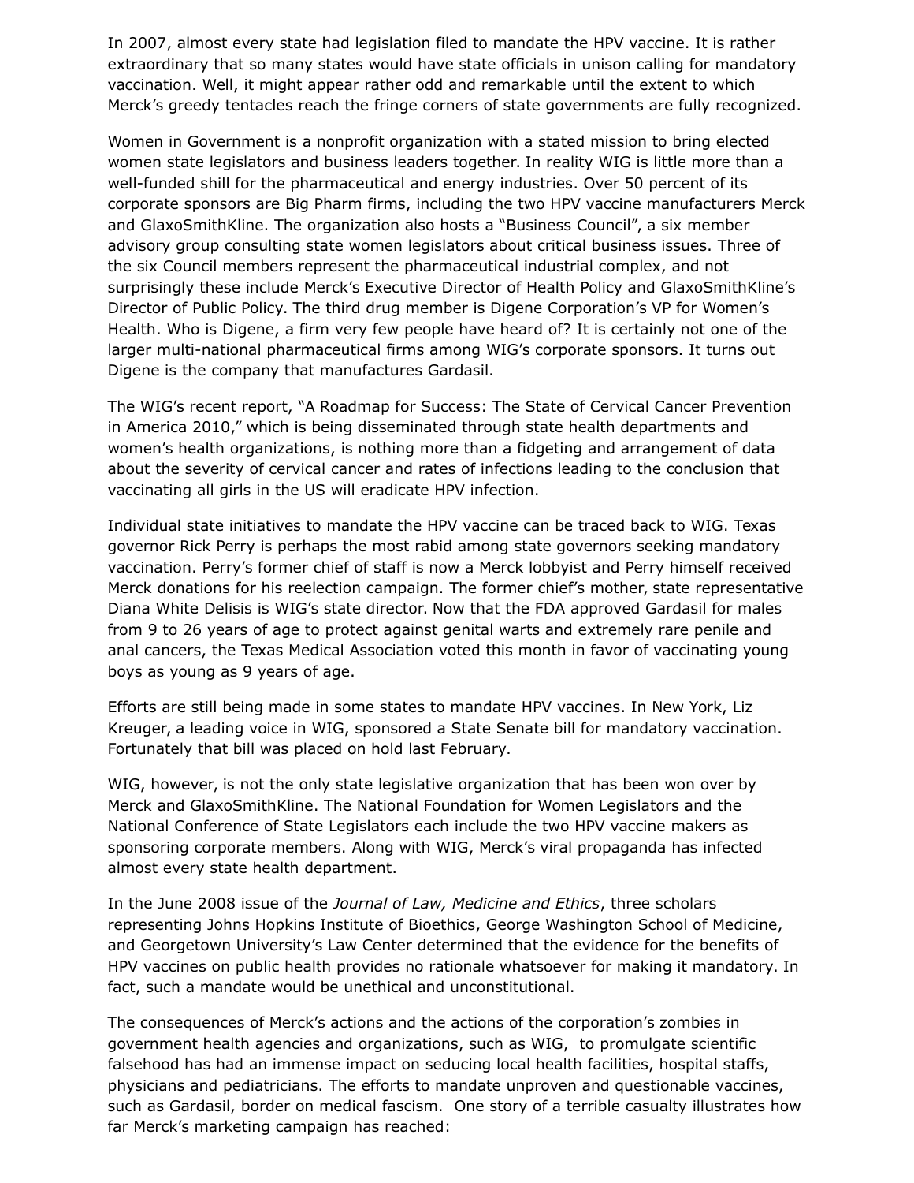In 2007, almost every state had legislation filed to mandate the HPV vaccine. It is rather extraordinary that so many states would have state officials in unison calling for mandatory vaccination. Well, it might appear rather odd and remarkable until the extent to which Merck's greedy tentacles reach the fringe corners of state governments are fully recognized.

Women in Government is a nonprofit organization with a stated mission to bring elected women state legislators and business leaders together. In reality WIG is little more than a well-funded shill for the pharmaceutical and energy industries. Over 50 percent of its corporate sponsors are Big Pharm firms, including the two HPV vaccine manufacturers Merck and GlaxoSmithKline. The organization also hosts a "Business Council", a six member advisory group consulting state women legislators about critical business issues. Three of the six Council members represent the pharmaceutical industrial complex, and not surprisingly these include Merck's Executive Director of Health Policy and GlaxoSmithKline's Director of Public Policy. The third drug member is Digene Corporation's VP for Women's Health. Who is Digene, a firm very few people have heard of? It is certainly not one of the larger multi-national pharmaceutical firms among WIG's corporate sponsors. It turns out Digene is the company that manufactures Gardasil.

The WIG's recent report, "A Roadmap for Success: The State of Cervical Cancer Prevention in America 2010," which is being disseminated through state health departments and women's health organizations, is nothing more than a fidgeting and arrangement of data about the severity of cervical cancer and rates of infections leading to the conclusion that vaccinating all girls in the US will eradicate HPV infection.

Individual state initiatives to mandate the HPV vaccine can be traced back to WIG. Texas governor Rick Perry is perhaps the most rabid among state governors seeking mandatory vaccination. Perry's former chief of staff is now a Merck lobbyist and Perry himself received Merck donations for his reelection campaign. The former chief's mother, state representative Diana White Delisis is WIG's state director. Now that the FDA approved Gardasil for males from 9 to 26 years of age to protect against genital warts and extremely rare penile and anal cancers, the Texas Medical Association voted this month in favor of vaccinating young boys as young as 9 years of age.

Efforts are still being made in some states to mandate HPV vaccines. In New York, Liz Kreuger, a leading voice in WIG, sponsored a State Senate bill for mandatory vaccination. Fortunately that bill was placed on hold last February.

WIG, however, is not the only state legislative organization that has been won over by Merck and GlaxoSmithKline. The National Foundation for Women Legislators and the National Conference of State Legislators each include the two HPV vaccine makers as sponsoring corporate members. Along with WIG, Merck's viral propaganda has infected almost every state health department.

In the June 2008 issue of the *Journal of Law, Medicine and Ethics*, three scholars representing Johns Hopkins Institute of Bioethics, George Washington School of Medicine, and Georgetown University's Law Center determined that the evidence for the benefits of HPV vaccines on public health provides no rationale whatsoever for making it mandatory. In fact, such a mandate would be unethical and unconstitutional.

The consequences of Merck's actions and the actions of the corporation's zombies in government health agencies and organizations, such as WIG, to promulgate scientific falsehood has had an immense impact on seducing local health facilities, hospital staffs, physicians and pediatricians. The efforts to mandate unproven and questionable vaccines, such as Gardasil, border on medical fascism. One story of a terrible casualty illustrates how far Merck's marketing campaign has reached: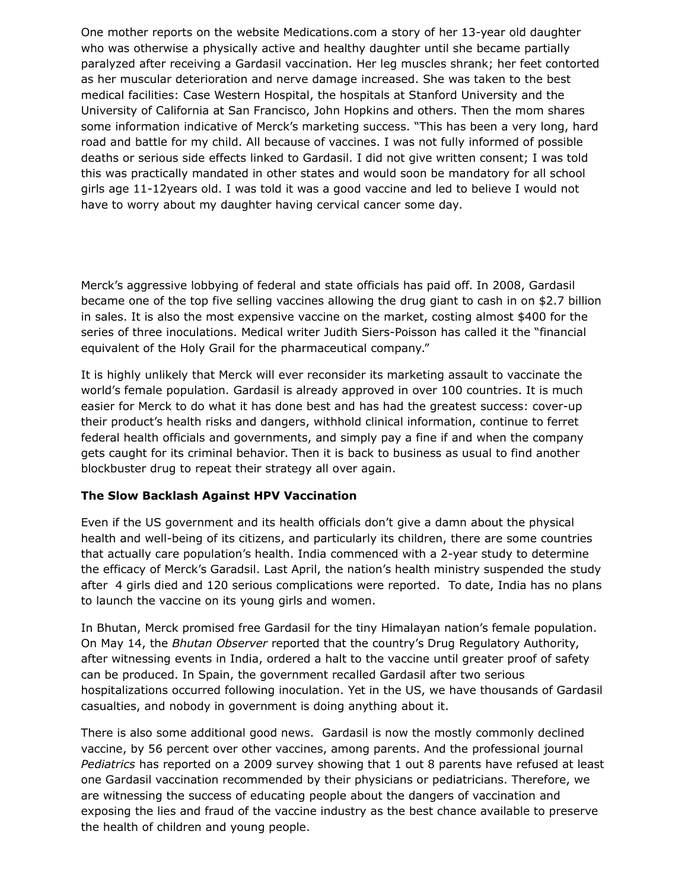One mother reports on the website Medications.com a story of her 13-year old daughter who was otherwise a physically active and healthy daughter until she became partially paralyzed after receiving a Gardasil vaccination. Her leg muscles shrank; her feet contorted as her muscular deterioration and nerve damage increased. She was taken to the best medical facilities: Case Western Hospital, the hospitals at Stanford University and the University of California at San Francisco, John Hopkins and others. Then the mom shares some information indicative of Merck's marketing success. "This has been a very long, hard road and battle for my child. All because of vaccines. I was not fully informed of possible deaths or serious side effects linked to Gardasil. I did not give written consent; I was told this was practically mandated in other states and would soon be mandatory for all school girls age 11-12years old. I was told it was a good vaccine and led to believe I would not have to worry about my daughter having cervical cancer some day.

Merck's aggressive lobbying of federal and state officials has paid off. In 2008, Gardasil became one of the top five selling vaccines allowing the drug giant to cash in on $2.7 billion in sales. It is also the most expensive vaccine on the market, costing almost $400 for the series of three inoculations. Medical writer Judith Siers-Poisson has called it the "financial equivalent of the Holy Grail for the pharmaceutical company."

It is highly unlikely that Merck will ever reconsider its marketing assault to vaccinate the world's female population. Gardasil is already approved in over 100 countries. It is much easier for Merck to do what it has done best and has had the greatest success: cover-up their product's health risks and dangers, withhold clinical information, continue to ferret federal health officials and governments, and simply pay a fine if and when the company gets caught for its criminal behavior. Then it is back to business as usual to find another blockbuster drug to repeat their strategy all over again.

**The Slow Backlash Against HPV Vaccination**

Even if the US government and its health officials don't give a damn about the physical health and well-being of its citizens, and particularly its children, there are some countries that actually care population's health. India commenced with a 2-year study to determine the efficacy of Merck's Garadsil. Last April, the nation's health ministry suspended the study after 4 girls died and 120 serious complications were reported. To date, India has no plans to launch the vaccine on its young girls and women.

In Bhutan, Merck promised free Gardasil for the tiny Himalayan nation's female population. On May 14, the *Bhutan Observer* reported that the country's Drug Regulatory Authority, after witnessing events in India, ordered a halt to the vaccine until greater proof of safety can be produced. In Spain, the government recalled Gardasil after two serious hospitalizations occurred following inoculation. Yet in the US, we have thousands of Gardasil casualties, and nobody in government is doing anything about it.

There is also some additional good news. Gardasil is now the mostly commonly declined vaccine, by 56 percent over other vaccines, among parents. And the professional journal *Pediatrics* has reported on a 2009 survey showing that 1 out 8 parents have refused at least one Gardasil vaccination recommended by their physicians or pediatricians. Therefore, we are witnessing the success of educating people about the dangers of vaccination and exposing the lies and fraud of the vaccine industry as the best chance available to preserve the health of children and young people.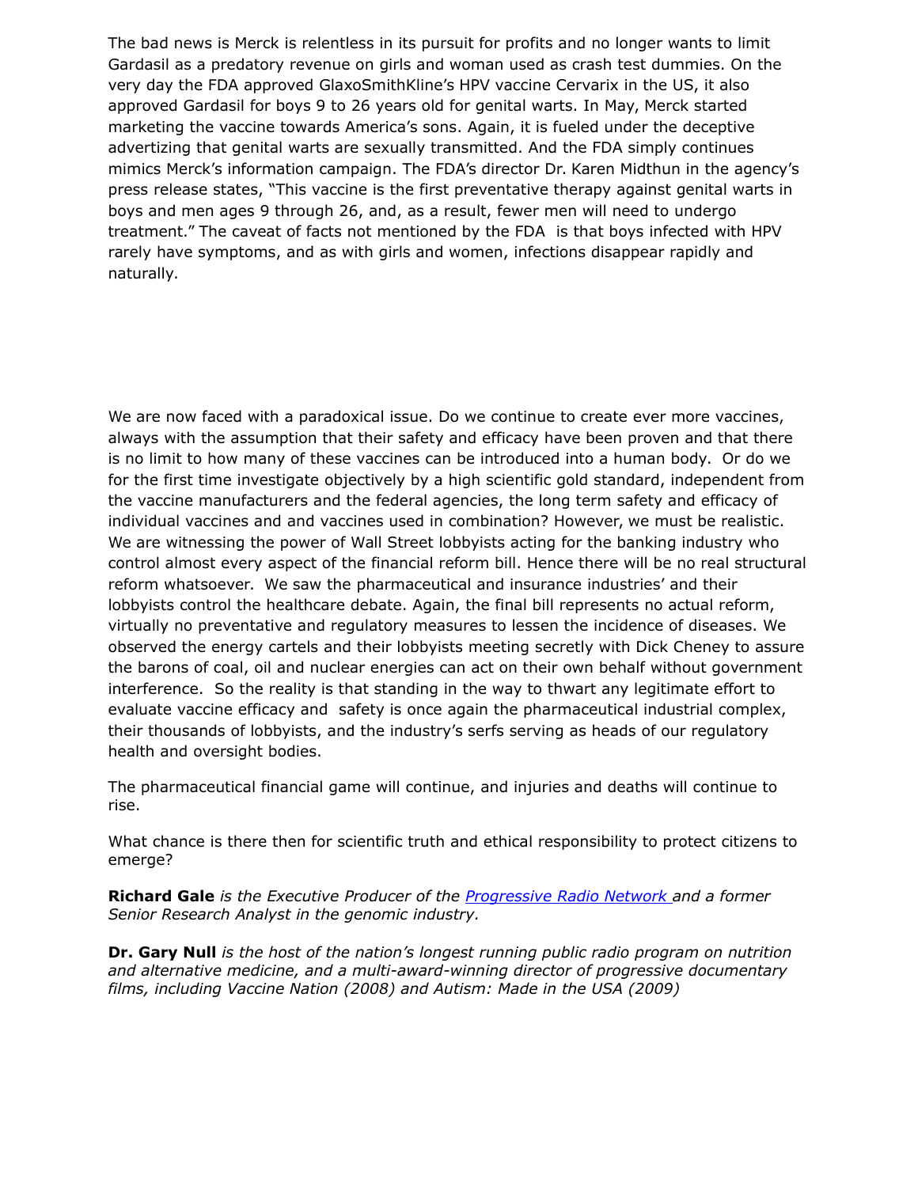The bad news is Merck is relentless in its pursuit for profits and no longer wants to limit Gardasil as a predatory revenue on girls and woman used as crash test dummies. On the very day the FDA approved GlaxoSmithKline's HPV vaccine Cervarix in the US, it also approved Gardasil for boys 9 to 26 years old for genital warts. In May, Merck started marketing the vaccine towards America's sons. Again, it is fueled under the deceptive advertizing that genital warts are sexually transmitted. And the FDA simply continues mimics Merck's information campaign. The FDA's director Dr. Karen Midthun in the agency's press release states, "This vaccine is the first preventative therapy against genital warts in boys and men ages 9 through 26, and, as a result, fewer men will need to undergo treatment." The caveat of facts not mentioned by the FDA is that boys infected with HPV rarely have symptoms, and as with girls and women, infections disappear rapidly and naturally.

We are now faced with a paradoxical issue. Do we continue to create ever more vaccines, always with the assumption that their safety and efficacy have been proven and that there is no limit to how many of these vaccines can be introduced into a human body. Or do we for the first time investigate objectively by a high scientific gold standard, independent from the vaccine manufacturers and the federal agencies, the long term safety and efficacy of individual vaccines and and vaccines used in combination? However, we must be realistic. We are witnessing the power of Wall Street lobbyists acting for the banking industry who control almost every aspect of the financial reform bill. Hence there will be no real structural reform whatsoever. We saw the pharmaceutical and insurance industries' and their lobbyists control the healthcare debate. Again, the final bill represents no actual reform, virtually no preventative and regulatory measures to lessen the incidence of diseases. We observed the energy cartels and their lobbyists meeting secretly with Dick Cheney to assure the barons of coal, oil and nuclear energies can act on their own behalf without government interference. So the reality is that standing in the way to thwart any legitimate effort to evaluate vaccine efficacy and safety is once again the pharmaceutical industrial complex, their thousands of lobbyists, and the industry's serfs serving as heads of our regulatory health and oversight bodies.

The pharmaceutical financial game will continue, and injuries and deaths will continue to rise.

What chance is there then for scientific truth and ethical responsibility to protect citizens to emerge?

**Richard Gale** *is the Executive Producer of the [Progressive Radio Network](#) and a former Senior Research Analyst in the genomic industry.*

**Dr. Gary Null** *is the host of the nation's longest running public radio program on nutrition and alternative medicine, and a multi-award-winning director of progressive documentary films, including Vaccine Nation (2008) and Autism: Made in the USA (2009)*